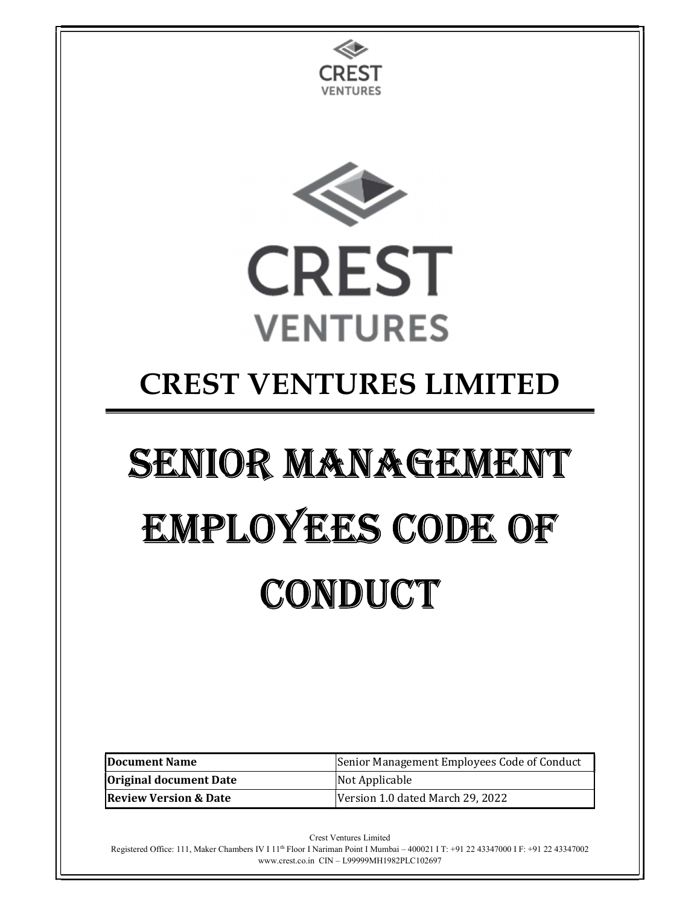# CREST VENTURES LIMITED

# SENIOR MANAGEMENT EMPLOYEES CODE OF CONDUCT

| Document Name | Senior Management Employees Code of Conduct |
|---|---|
| Original document Date | Not Applicable |
| Review Version & Date | Version 1.0 dated March 29, 2022 |

Crest Ventures Limited
Registered Office: 111, Maker Chambers IV I 11th Floor I Nariman Point I Mumbai – 400021 I T: +91 22 43347000 I F: +91 22 43347002
www.crest.co.in CIN – L99999MH1982PLC102697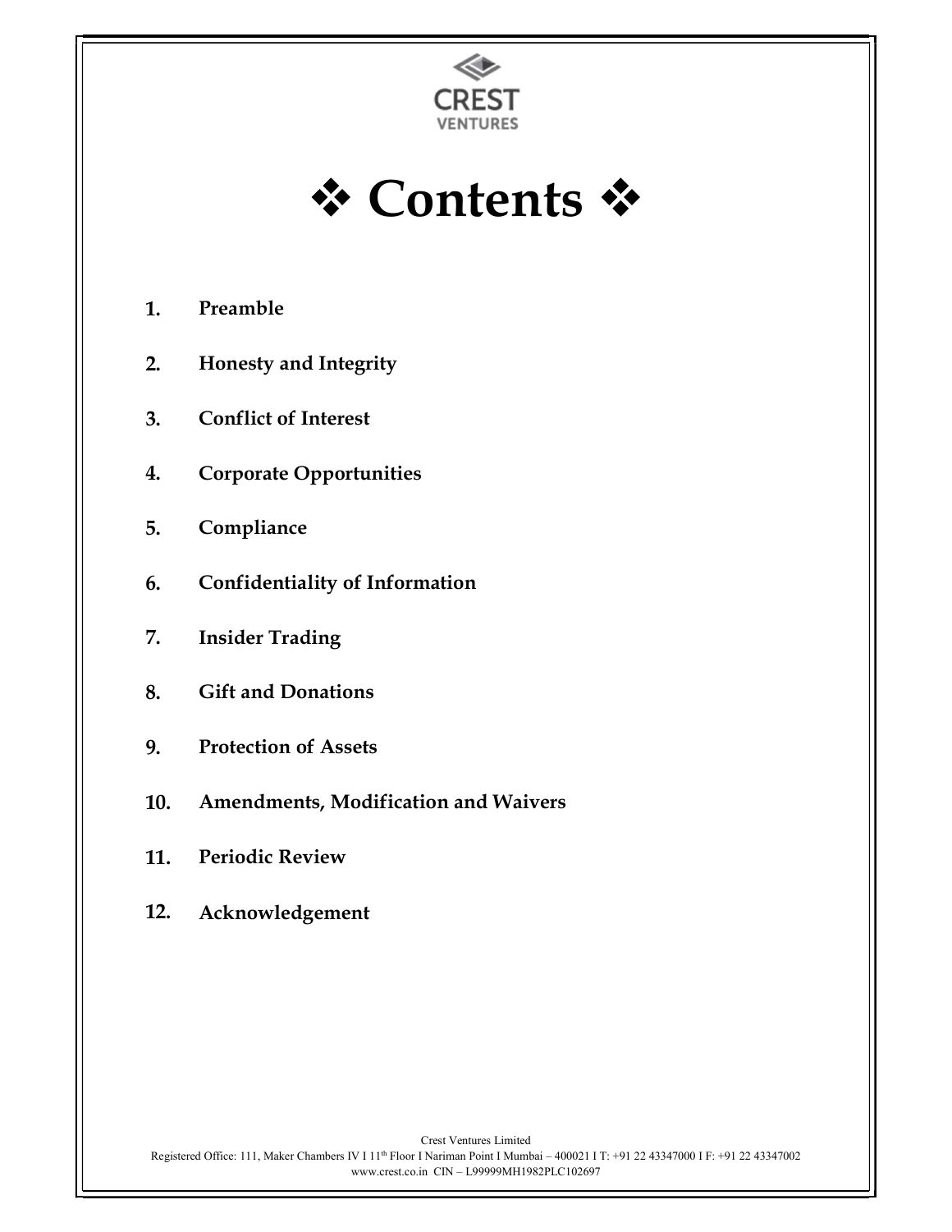# ❖ Contents ❖

1. **Preamble**
2. **Honesty and Integrity**
3. **Conflict of Interest**
4. **Corporate Opportunities**
5. **Compliance**
6. **Confidentiality of Information**
7. **Insider Trading**
8. **Gift and Donations**
9. **Protection of Assets**
10. **Amendments, Modification and Waivers**
11. **Periodic Review**
12. **Acknowledgement**

Crest Ventures Limited
Registered Office: 111, Maker Chambers IV I 11th Floor I Nariman Point I Mumbai – 400021 I T: +91 22 43347000 I F: +91 22 43347002
www.crest.co.in CIN – L99999MH1982PLC102697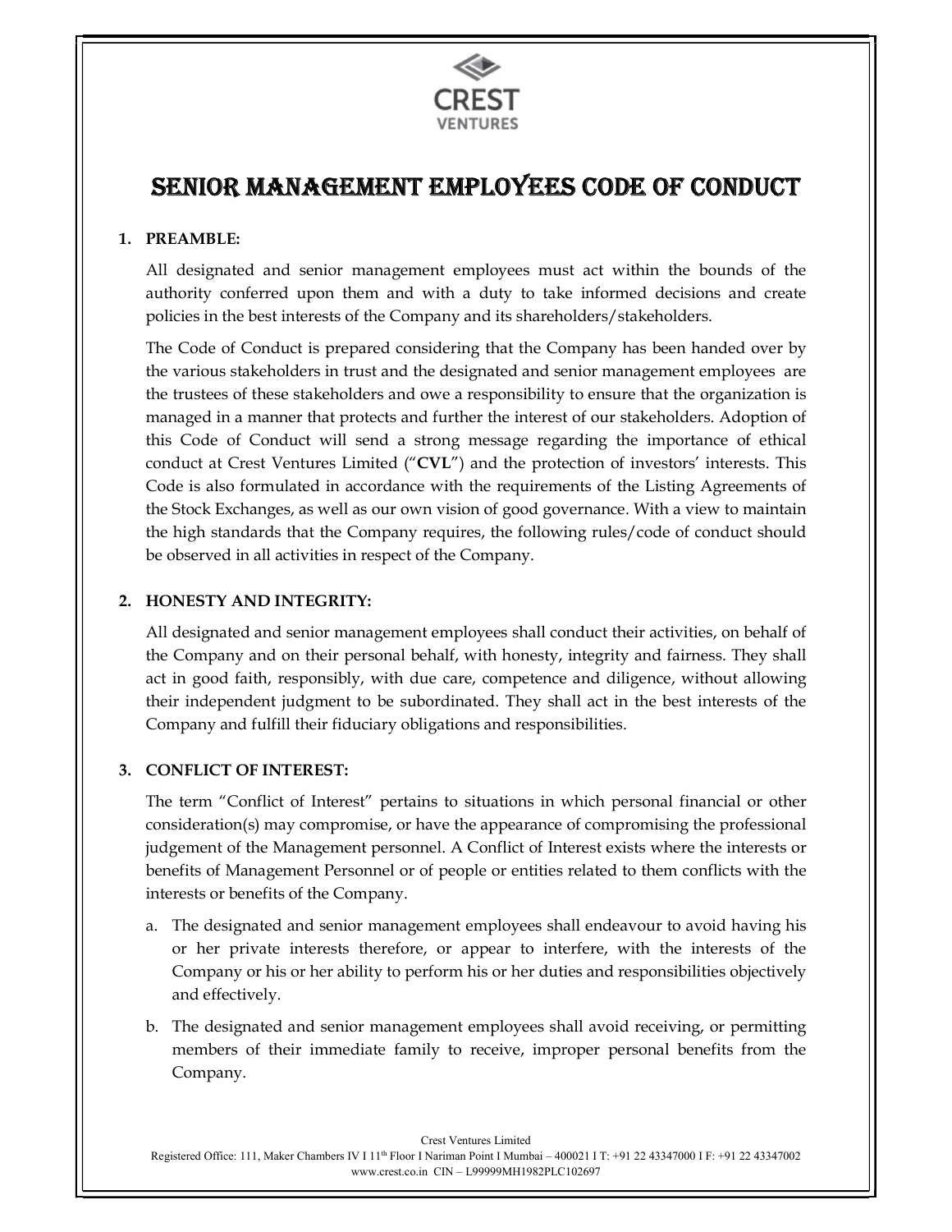# SENIOR MANAGEMENT EMPLOYEES CODE OF CONDUCT

## 1. PREAMBLE:

All designated and senior management employees must act within the bounds of the authority conferred upon them and with a duty to take informed decisions and create policies in the best interests of the Company and its shareholders/stakeholders.

The Code of Conduct is prepared considering that the Company has been handed over by the various stakeholders in trust and the designated and senior management employees are the trustees of these stakeholders and owe a responsibility to ensure that the organization is managed in a manner that protects and further the interest of our stakeholders. Adoption of this Code of Conduct will send a strong message regarding the importance of ethical conduct at Crest Ventures Limited ("**CVL**") and the protection of investors' interests. This Code is also formulated in accordance with the requirements of the Listing Agreements of the Stock Exchanges, as well as our own vision of good governance. With a view to maintain the high standards that the Company requires, the following rules/code of conduct should be observed in all activities in respect of the Company.

## 2. HONESTY AND INTEGRITY:

All designated and senior management employees shall conduct their activities, on behalf of the Company and on their personal behalf, with honesty, integrity and fairness. They shall act in good faith, responsibly, with due care, competence and diligence, without allowing their independent judgment to be subordinated. They shall act in the best interests of the Company and fulfill their fiduciary obligations and responsibilities.

## 3. CONFLICT OF INTEREST:

The term "Conflict of Interest" pertains to situations in which personal financial or other consideration(s) may compromise, or have the appearance of compromising the professional judgement of the Management personnel. A Conflict of Interest exists where the interests or benefits of Management Personnel or of people or entities related to them conflicts with the interests or benefits of the Company.

a. The designated and senior management employees shall endeavour to avoid having his or her private interests therefore, or appear to interfere, with the interests of the Company or his or her ability to perform his or her duties and responsibilities objectively and effectively.

b. The designated and senior management employees shall avoid receiving, or permitting members of their immediate family to receive, improper personal benefits from the Company.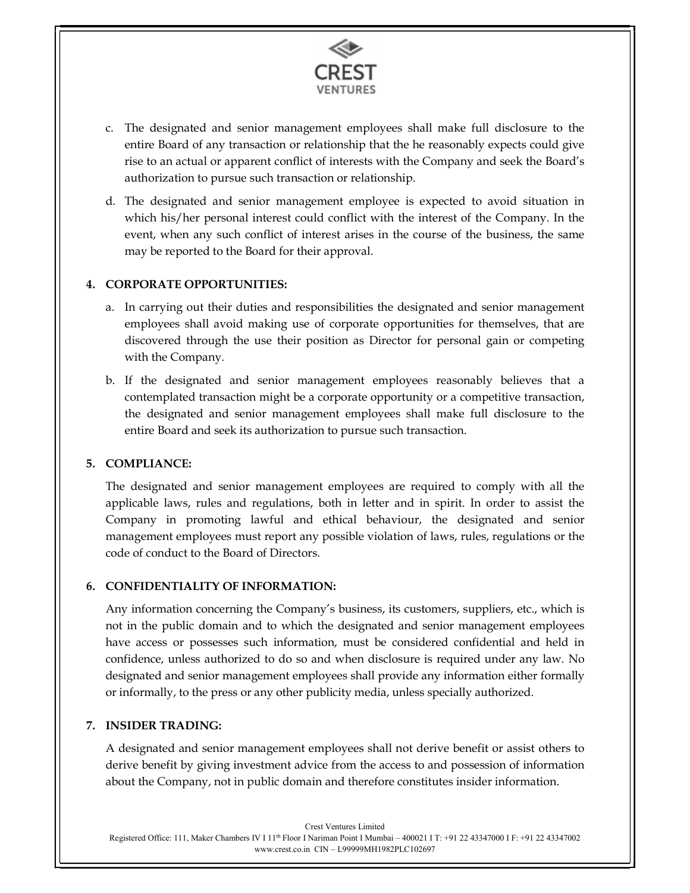c. The designated and senior management employees shall make full disclosure to the entire Board of any transaction or relationship that the he reasonably expects could give rise to an actual or apparent conflict of interests with the Company and seek the Board's authorization to pursue such transaction or relationship.

d. The designated and senior management employee is expected to avoid situation in which his/her personal interest could conflict with the interest of the Company. In the event, when any such conflict of interest arises in the course of the business, the same may be reported to the Board for their approval.

**4. CORPORATE OPPORTUNITIES:**

a. In carrying out their duties and responsibilities the designated and senior management employees shall avoid making use of corporate opportunities for themselves, that are discovered through the use their position as Director for personal gain or competing with the Company.

b. If the designated and senior management employees reasonably believes that a contemplated transaction might be a corporate opportunity or a competitive transaction, the designated and senior management employees shall make full disclosure to the entire Board and seek its authorization to pursue such transaction.

**5. COMPLIANCE:**

The designated and senior management employees are required to comply with all the applicable laws, rules and regulations, both in letter and in spirit. In order to assist the Company in promoting lawful and ethical behaviour, the designated and senior management employees must report any possible violation of laws, rules, regulations or the code of conduct to the Board of Directors.

**6. CONFIDENTIALITY OF INFORMATION:**

Any information concerning the Company's business, its customers, suppliers, etc., which is not in the public domain and to which the designated and senior management employees have access or possesses such information, must be considered confidential and held in confidence, unless authorized to do so and when disclosure is required under any law. No designated and senior management employees shall provide any information either formally or informally, to the press or any other publicity media, unless specially authorized.

**7. INSIDER TRADING:**

A designated and senior management employees shall not derive benefit or assist others to derive benefit by giving investment advice from the access to and possession of information about the Company, not in public domain and therefore constitutes insider information.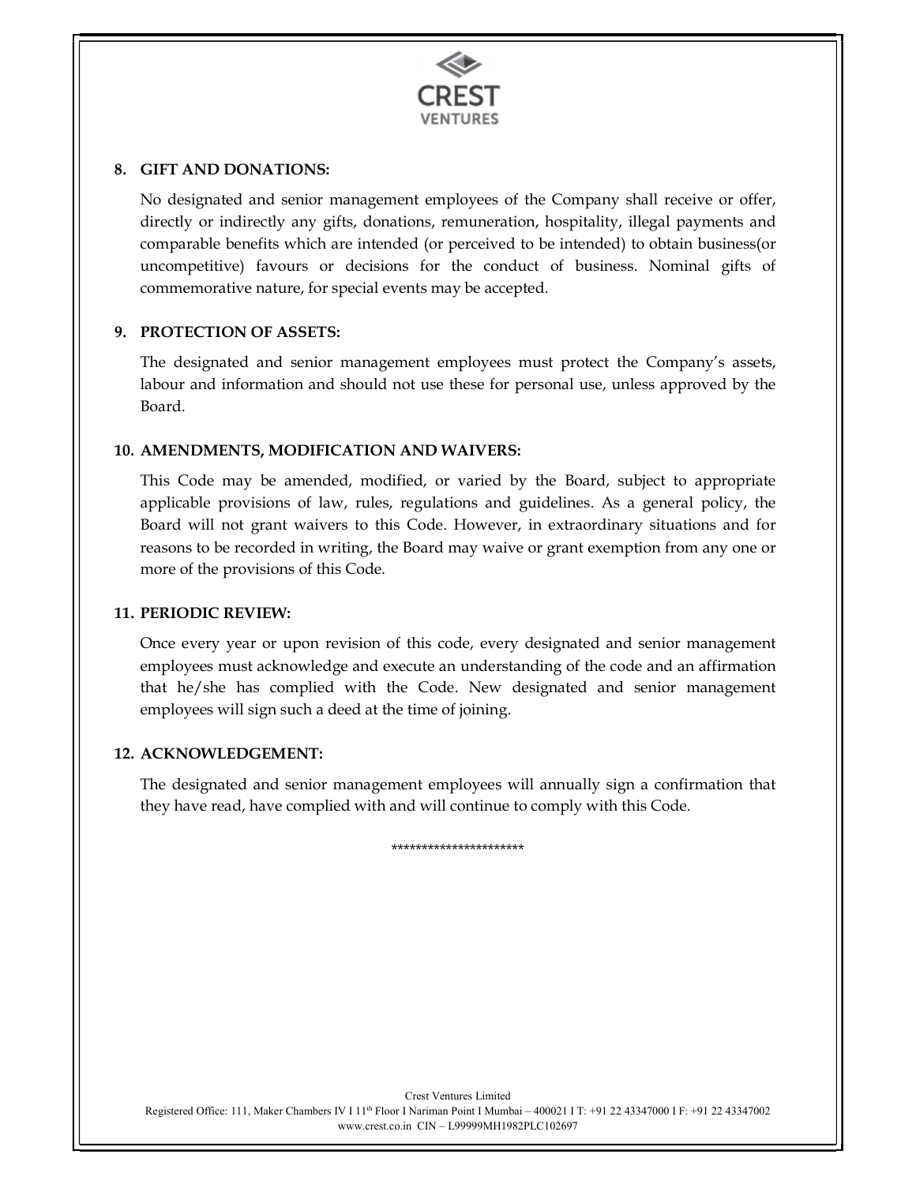**8. GIFT AND DONATIONS:**

No designated and senior management employees of the Company shall receive or offer, directly or indirectly any gifts, donations, remuneration, hospitality, illegal payments and comparable benefits which are intended (or perceived to be intended) to obtain business(or uncompetitive) favours or decisions for the conduct of business. Nominal gifts of commemorative nature, for special events may be accepted.

**9. PROTECTION OF ASSETS:**

The designated and senior management employees must protect the Company's assets, labour and information and should not use these for personal use, unless approved by the Board.

**10. AMENDMENTS, MODIFICATION AND WAIVERS:**

This Code may be amended, modified, or varied by the Board, subject to appropriate applicable provisions of law, rules, regulations and guidelines. As a general policy, the Board will not grant waivers to this Code. However, in extraordinary situations and for reasons to be recorded in writing, the Board may waive or grant exemption from any one or more of the provisions of this Code.

**11. PERIODIC REVIEW:**

Once every year or upon revision of this code, every designated and senior management employees must acknowledge and execute an understanding of the code and an affirmation that he/she has complied with the Code. New designated and senior management employees will sign such a deed at the time of joining.

**12. ACKNOWLEDGEMENT:**

The designated and senior management employees will annually sign a confirmation that they have read, have complied with and will continue to comply with this Code.

**********************